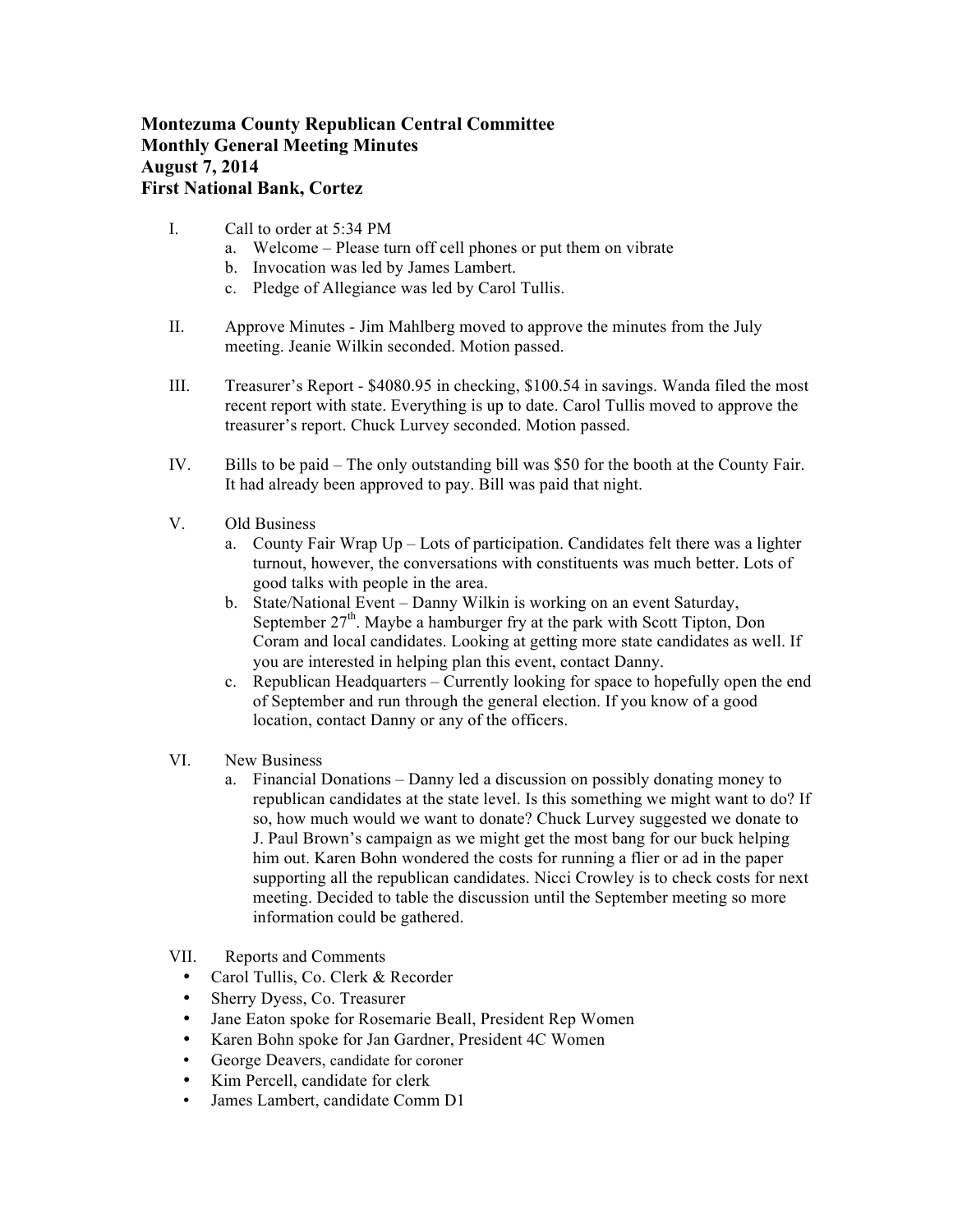**Montezuma County Republican Central Committee**
**Monthly General Meeting Minutes**
**August 7, 2014**
**First National Bank, Cortez**

I. Call to order at 5:34 PM
   a. Welcome – Please turn off cell phones or put them on vibrate
   b. Invocation was led by James Lambert.
   c. Pledge of Allegiance was led by Carol Tullis.

II. Approve Minutes - Jim Mahlberg moved to approve the minutes from the July meeting. Jeanie Wilkin seconded. Motion passed.

III. Treasurer's Report - $4080.95 in checking, $100.54 in savings. Wanda filed the most recent report with state. Everything is up to date. Carol Tullis moved to approve the treasurer's report. Chuck Lurvey seconded. Motion passed.

IV. Bills to be paid – The only outstanding bill was $50 for the booth at the County Fair. It had already been approved to pay. Bill was paid that night.

V. Old Business
   a. County Fair Wrap Up – Lots of participation. Candidates felt there was a lighter turnout, however, the conversations with constituents was much better. Lots of good talks with people in the area.
   b. State/National Event – Danny Wilkin is working on an event Saturday, September 27th. Maybe a hamburger fry at the park with Scott Tipton, Don Coram and local candidates. Looking at getting more state candidates as well. If you are interested in helping plan this event, contact Danny.
   c. Republican Headquarters – Currently looking for space to hopefully open the end of September and run through the general election. If you know of a good location, contact Danny or any of the officers.

VI. New Business
   a. Financial Donations – Danny led a discussion on possibly donating money to republican candidates at the state level. Is this something we might want to do? If so, how much would we want to donate? Chuck Lurvey suggested we donate to J. Paul Brown's campaign as we might get the most bang for our buck helping him out. Karen Bohn wondered the costs for running a flier or ad in the paper supporting all the republican candidates. Nicci Crowley is to check costs for next meeting. Decided to table the discussion until the September meeting so more information could be gathered.

VII. Reports and Comments
- Carol Tullis, Co. Clerk & Recorder
- Sherry Dyess, Co. Treasurer
- Jane Eaton spoke for Rosemarie Beall, President Rep Women
- Karen Bohn spoke for Jan Gardner, President 4C Women
- George Deavers, candidate for coroner
- Kim Percell, candidate for clerk
- James Lambert, candidate Comm D1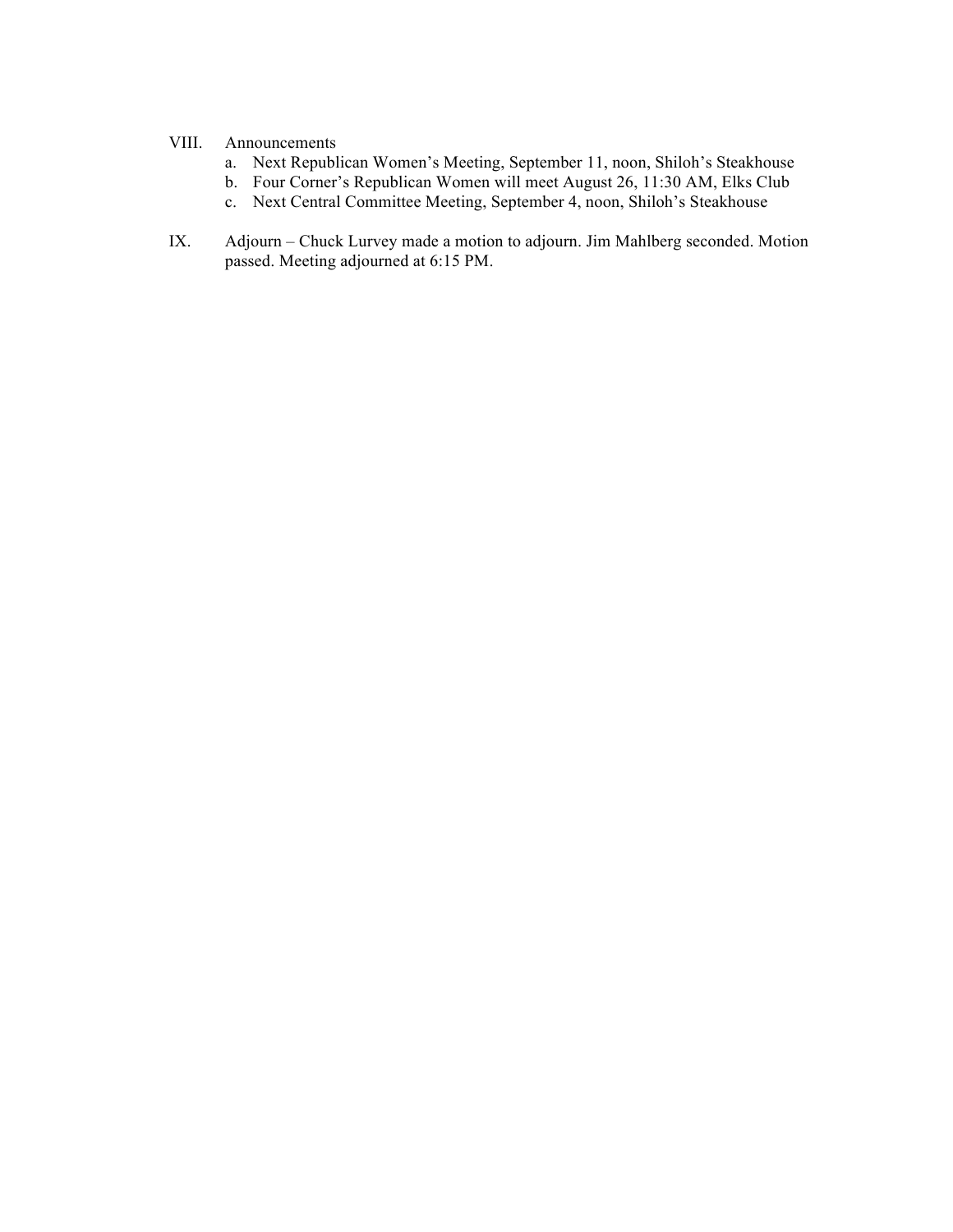VIII. Announcements

a. Next Republican Women's Meeting, September 11, noon, Shiloh's Steakhouse
b. Four Corner's Republican Women will meet August 26, 11:30 AM, Elks Club
c. Next Central Committee Meeting, September 4, noon, Shiloh's Steakhouse

IX. Adjourn – Chuck Lurvey made a motion to adjourn. Jim Mahlberg seconded. Motion passed. Meeting adjourned at 6:15 PM.